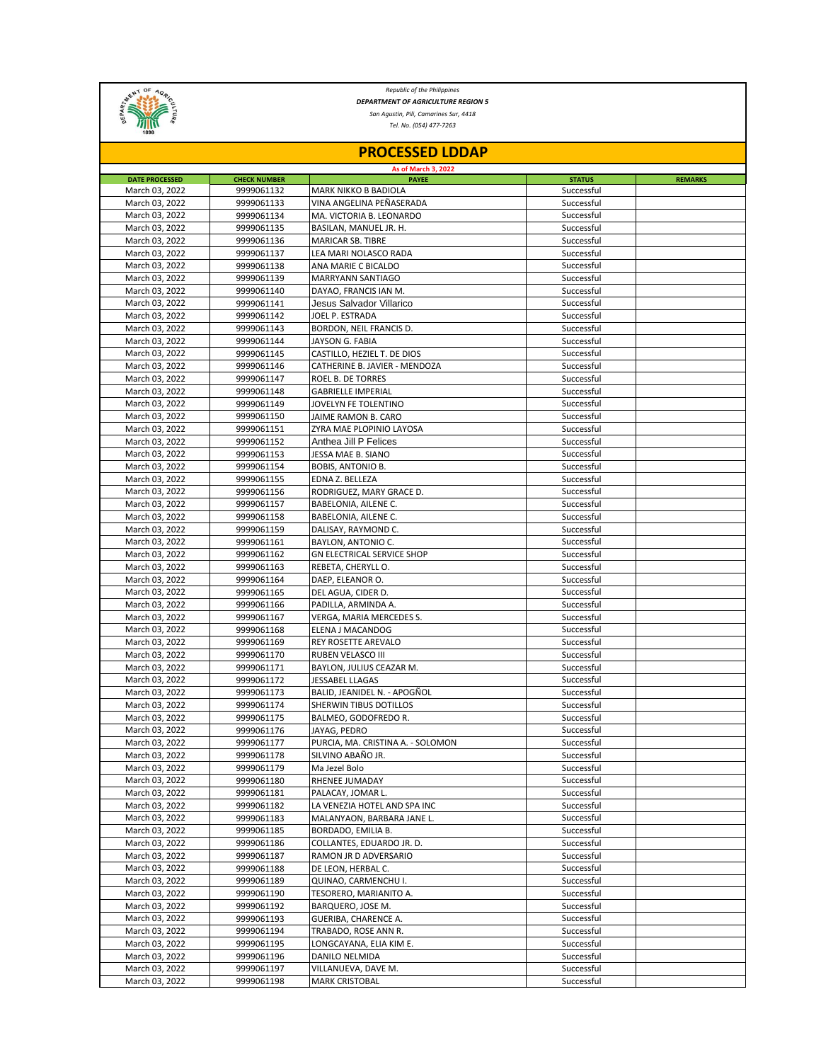*Republic of the Philippines*

***DEPARTMENT OF AGRICULTURE REGION 5***

*San Agustin, Pili, Camarines Sur, 4418*

*Tel. No. (054) 477-7263*

# PROCESSED LDDAP

**As of March 3, 2022**

| DATE PROCESSED | CHECK NUMBER | PAYEE | STATUS | REMARKS |
|---|---|---|---|---|
| March 03, 2022 | 9999061132 | MARK NIKKO B BADIOLA | Successful | |
| March 03, 2022 | 9999061133 | VINA ANGELINA PEÑASERADA | Successful | |
| March 03, 2022 | 9999061134 | MA. VICTORIA B. LEONARDO | Successful | |
| March 03, 2022 | 9999061135 | BASILAN, MANUEL JR. H. | Successful | |
| March 03, 2022 | 9999061136 | MARICAR SB. TIBRE | Successful | |
| March 03, 2022 | 9999061137 | LEA MARI NOLASCO RADA | Successful | |
| March 03, 2022 | 9999061138 | ANA MARIE C BICALDO | Successful | |
| March 03, 2022 | 9999061139 | MARRYANN SANTIAGO | Successful | |
| March 03, 2022 | 9999061140 | DAYAO, FRANCIS IAN M. | Successful | |
| March 03, 2022 | 9999061141 | Jesus Salvador Villarico | Successful | |
| March 03, 2022 | 9999061142 | JOEL P. ESTRADA | Successful | |
| March 03, 2022 | 9999061143 | BORDON, NEIL FRANCIS D. | Successful | |
| March 03, 2022 | 9999061144 | JAYSON G. FABIA | Successful | |
| March 03, 2022 | 9999061145 | CASTILLO, HEZIEL T. DE DIOS | Successful | |
| March 03, 2022 | 9999061146 | CATHERINE B. JAVIER - MENDOZA | Successful | |
| March 03, 2022 | 9999061147 | ROEL B. DE TORRES | Successful | |
| March 03, 2022 | 9999061148 | GABRIELLE IMPERIAL | Successful | |
| March 03, 2022 | 9999061149 | JOVELYN FE TOLENTINO | Successful | |
| March 03, 2022 | 9999061150 | JAIME RAMON B. CARO | Successful | |
| March 03, 2022 | 9999061151 | ZYRA MAE PLOPINIO LAYOSA | Successful | |
| March 03, 2022 | 9999061152 | Anthea Jill P Felices | Successful | |
| March 03, 2022 | 9999061153 | JESSA MAE B. SIANO | Successful | |
| March 03, 2022 | 9999061154 | BOBIS, ANTONIO B. | Successful | |
| March 03, 2022 | 9999061155 | EDNA Z. BELLEZA | Successful | |
| March 03, 2022 | 9999061156 | RODRIGUEZ, MARY GRACE D. | Successful | |
| March 03, 2022 | 9999061157 | BABELONIA, AILENE C. | Successful | |
| March 03, 2022 | 9999061158 | BABELONIA, AILENE C. | Successful | |
| March 03, 2022 | 9999061159 | DALISAY, RAYMOND C. | Successful | |
| March 03, 2022 | 9999061161 | BAYLON, ANTONIO C. | Successful | |
| March 03, 2022 | 9999061162 | GN ELECTRICAL SERVICE SHOP | Successful | |
| March 03, 2022 | 9999061163 | REBETA, CHERYLL O. | Successful | |
| March 03, 2022 | 9999061164 | DAEP, ELEANOR O. | Successful | |
| March 03, 2022 | 9999061165 | DEL AGUA, CIDER D. | Successful | |
| March 03, 2022 | 9999061166 | PADILLA, ARMINDA A. | Successful | |
| March 03, 2022 | 9999061167 | VERGA, MARIA MERCEDES S. | Successful | |
| March 03, 2022 | 9999061168 | ELENA J MACANDOG | Successful | |
| March 03, 2022 | 9999061169 | REY ROSETTE AREVALO | Successful | |
| March 03, 2022 | 9999061170 | RUBEN VELASCO III | Successful | |
| March 03, 2022 | 9999061171 | BAYLON, JULIUS CEAZAR M. | Successful | |
| March 03, 2022 | 9999061172 | JESSABEL LLAGAS | Successful | |
| March 03, 2022 | 9999061173 | BALID, JEANIDEL N. - APOGÑOL | Successful | |
| March 03, 2022 | 9999061174 | SHERWIN TIBUS DOTILLOS | Successful | |
| March 03, 2022 | 9999061175 | BALMEO, GODOFREDO R. | Successful | |
| March 03, 2022 | 9999061176 | JAYAG, PEDRO | Successful | |
| March 03, 2022 | 9999061177 | PURCIA, MA. CRISTINA A. - SOLOMON | Successful | |
| March 03, 2022 | 9999061178 | SILVINO ABAÑO JR. | Successful | |
| March 03, 2022 | 9999061179 | Ma Jezel Bolo | Successful | |
| March 03, 2022 | 9999061180 | RHENEE JUMADAY | Successful | |
| March 03, 2022 | 9999061181 | PALACAY, JOMAR L. | Successful | |
| March 03, 2022 | 9999061182 | LA VENEZIA HOTEL AND SPA INC | Successful | |
| March 03, 2022 | 9999061183 | MALANYAON, BARBARA JANE L. | Successful | |
| March 03, 2022 | 9999061185 | BORDADO, EMILIA B. | Successful | |
| March 03, 2022 | 9999061186 | COLLANTES, EDUARDO JR. D. | Successful | |
| March 03, 2022 | 9999061187 | RAMON JR D ADVERSARIO | Successful | |
| March 03, 2022 | 9999061188 | DE LEON, HERBAL C. | Successful | |
| March 03, 2022 | 9999061189 | QUINAO, CARMENCHU I. | Successful | |
| March 03, 2022 | 9999061190 | TESORERO, MARIANITO A. | Successful | |
| March 03, 2022 | 9999061192 | BARQUERO, JOSE M. | Successful | |
| March 03, 2022 | 9999061193 | GUERIBA, CHARENCE A. | Successful | |
| March 03, 2022 | 9999061194 | TRABADO, ROSE ANN R. | Successful | |
| March 03, 2022 | 9999061195 | LONGCAYANA, ELIA KIM E. | Successful | |
| March 03, 2022 | 9999061196 | DANILO NELMIDA | Successful | |
| March 03, 2022 | 9999061197 | VILLANUEVA, DAVE M. | Successful | |
| March 03, 2022 | 9999061198 | MARK CRISTOBAL | Successful | |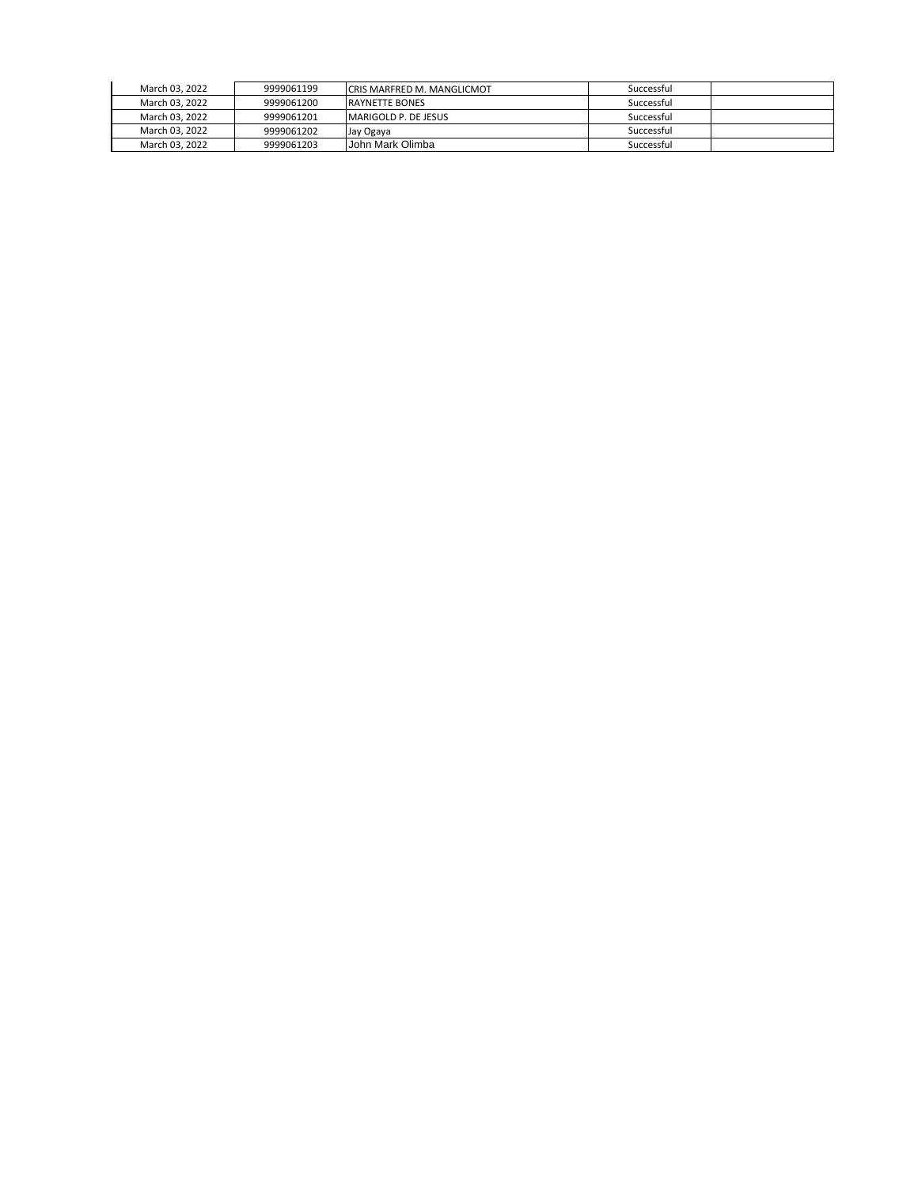| | | | | |
|---|---|---|---|---|
| March 03, 2022 | 9999061199 | CRIS MARFRED M. MANGLICMOT | Successful | |
| March 03, 2022 | 9999061200 | RAYNETTE BONES | Successful | |
| March 03, 2022 | 9999061201 | MARIGOLD P. DE JESUS | Successful | |
| March 03, 2022 | 9999061202 | Jay Ogaya | Successful | |
| March 03, 2022 | 9999061203 | John Mark Olimba | Successful | |